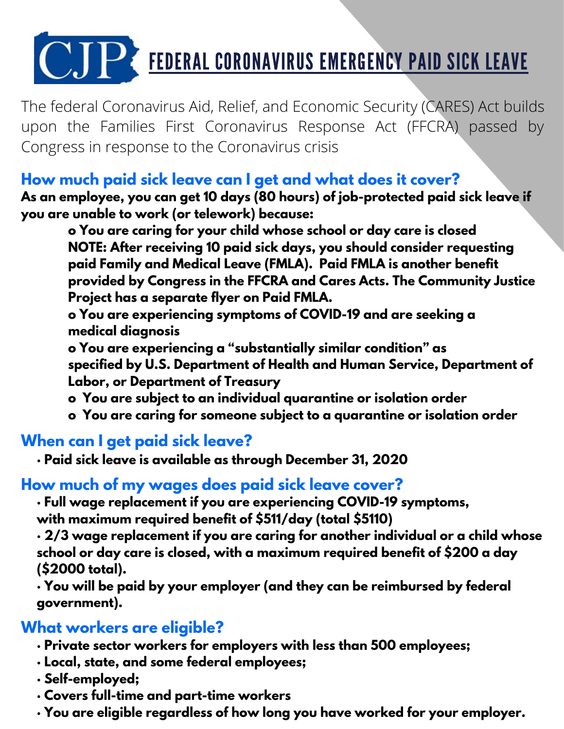# CJP FEDERAL CORONAVIRUS EMERGENCY PAID SICK LEAVE

The federal Coronavirus Aid, Relief, and Economic Security (CARES) Act builds upon the Families First Coronavirus Response Act (FFCRA) passed by Congress in response to the Coronavirus crisis

## How much paid sick leave can I get and what does it cover?

**As an employee, you can get 10 days (80 hours) of job-protected paid sick leave if you are unable to work (or telework) because:**

- **You are caring for your child whose school or day care is closed**
  **NOTE: After receiving 10 paid sick days, you should consider requesting paid Family and Medical Leave (FMLA). Paid FMLA is another benefit provided by Congress in the FFCRA and Cares Acts. The Community Justice Project has a separate flyer on Paid FMLA.**
- **You are experiencing symptoms of COVID-19 and are seeking a medical diagnosis**
- **You are experiencing a "substantially similar condition" as specified by U.S. Department of Health and Human Service, Department of Labor, or Department of Treasury**
- **You are subject to an individual quarantine or isolation order**
- **You are caring for someone subject to a quarantine or isolation order**

## When can I get paid sick leave?

- **Paid sick leave is available as through December 31, 2020**

## How much of my wages does paid sick leave cover?

- **Full wage replacement if you are experiencing COVID-19 symptoms, with maximum required benefit of $511/day (total $5110)**
- **2/3 wage replacement if you are caring for another individual or a child whose school or day care is closed, with a maximum required benefit of $200 a day ($2000 total).**
- **You will be paid by your employer (and they can be reimbursed by federal government).**

## What workers are eligible?

- **Private sector workers for employers with less than 500 employees;**
- **Local, state, and some federal employees;**
- **Self-employed;**
- **Covers full-time and part-time workers**
- **You are eligible regardless of how long you have worked for your employer.**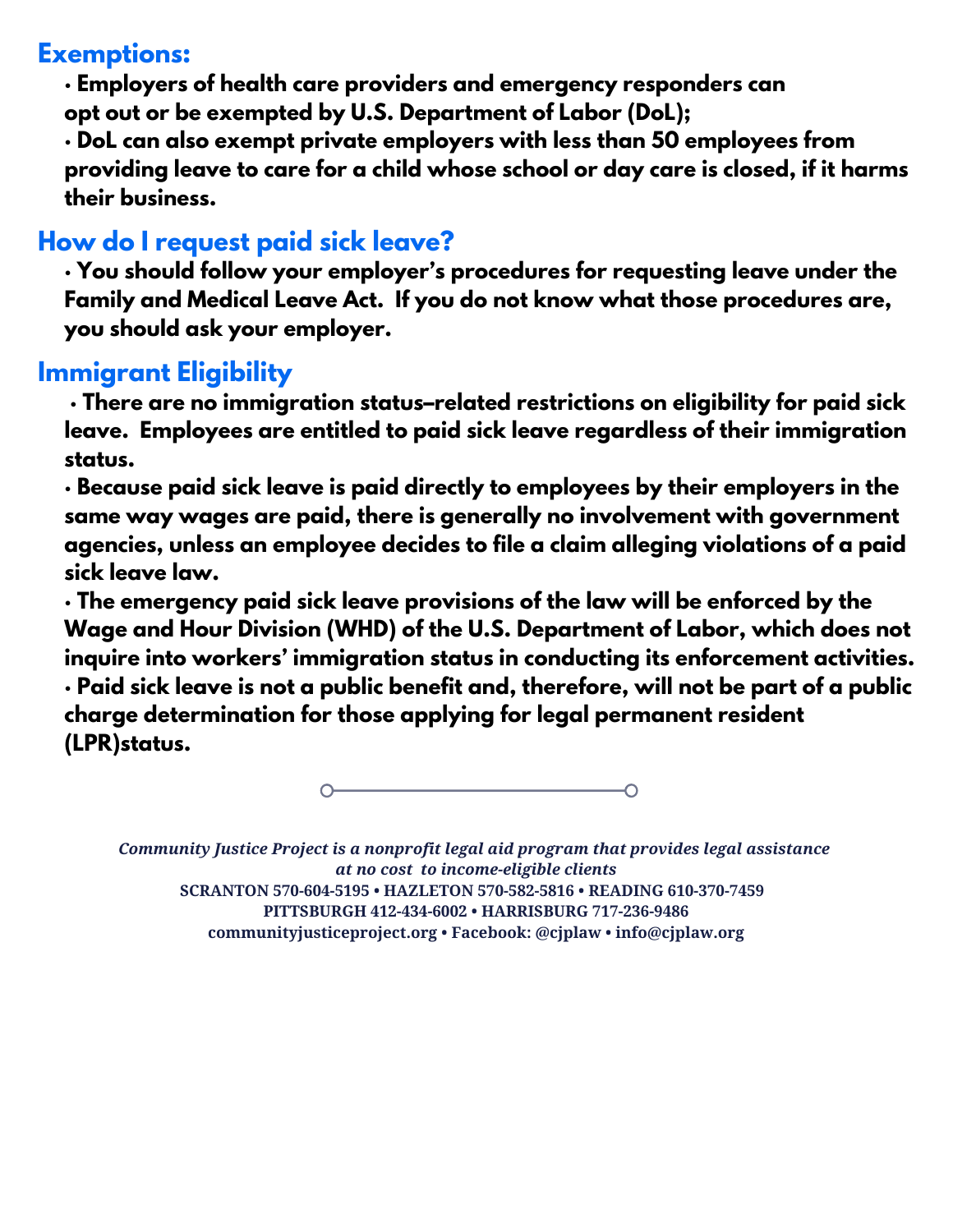## Exemptions:

- **Employers of health care providers and emergency responders can opt out or be exempted by U.S. Department of Labor (DoL);**
- **DoL can also exempt private employers with less than 50 employees from providing leave to care for a child whose school or day care is closed, if it harms their business.**

## How do I request paid sick leave?

- **You should follow your employer's procedures for requesting leave under the Family and Medical Leave Act. If you do not know what those procedures are, you should ask your employer.**

## Immigrant Eligibility

- **There are no immigration status–related restrictions on eligibility for paid sick leave. Employees are entitled to paid sick leave regardless of their immigration status.**
- **Because paid sick leave is paid directly to employees by their employers in the same way wages are paid, there is generally no involvement with government agencies, unless an employee decides to file a claim alleging violations of a paid sick leave law.**
- **The emergency paid sick leave provisions of the law will be enforced by the Wage and Hour Division (WHD) of the U.S. Department of Labor, which does not inquire into workers' immigration status in conducting its enforcement activities.**
- **Paid sick leave is not a public benefit and, therefore, will not be part of a public charge determination for those applying for legal permanent resident (LPR)status.**

---

*Community Justice Project is a nonprofit legal aid program that provides legal assistance at no cost to income-eligible clients*

**SCRANTON 570-604-5195 • HAZLETON 570-582-5816 • READING 610-370-7459**
**PITTSBURGH 412-434-6002 • HARRISBURG 717-236-9486**
**communityjusticeproject.org • Facebook: @cjplaw • info@cjplaw.org**